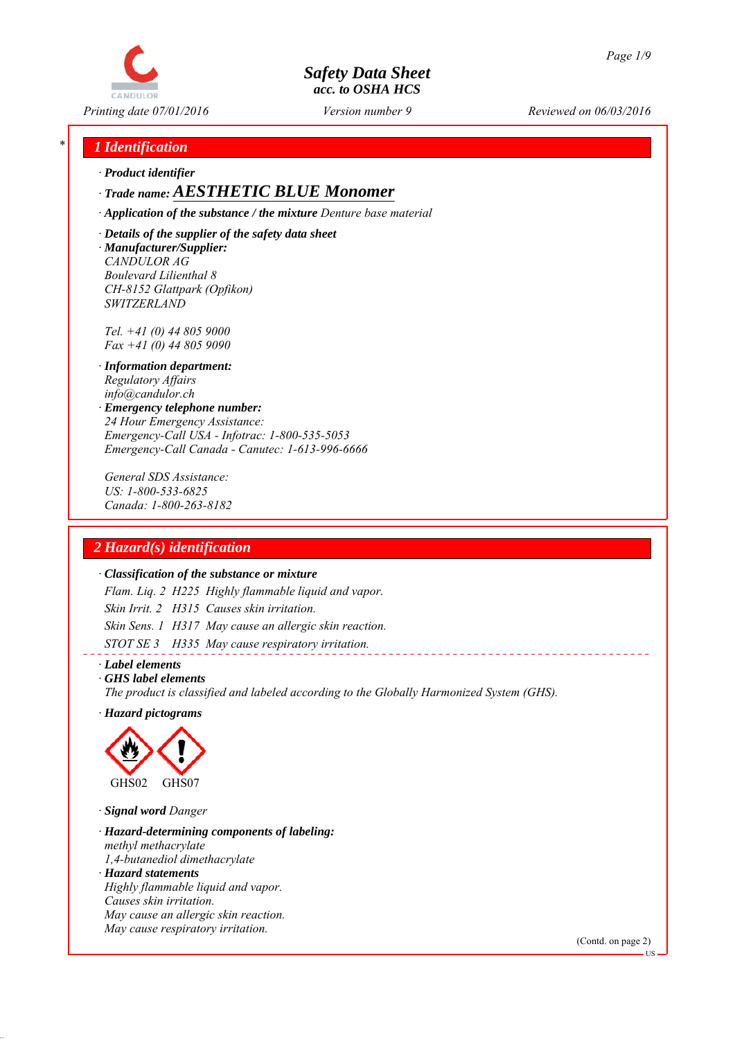# Safety Data Sheet
### acc. to OSHA HCS

*Printing date 07/01/2016* *Version number 9* *Reviewed on 06/03/2016*

## 1 Identification

· **Product identifier**

· **Trade name: AESTHETIC BLUE Monomer**

· **Application of the substance / the mixture** Denture base material

· **Details of the supplier of the safety data sheet**

· **Manufacturer/Supplier:**
CANDULOR AG
Boulevard Lilienthal 8
CH-8152 Glattpark (Opfikon)
SWITZERLAND

Tel. +41 (0) 44 805 9000
Fax +41 (0) 44 805 9090

· **Information department:**
Regulatory Affairs
info@candulor.ch

· **Emergency telephone number:**
24 Hour Emergency Assistance:
Emergency-Call USA - Infotrac: 1-800-535-5053
Emergency-Call Canada - Canutec: 1-613-996-6666

General SDS Assistance:
US: 1-800-533-6825
Canada: 1-800-263-8182

## 2 Hazard(s) identification

· **Classification of the substance or mixture**

Flam. Liq. 2 H225 Highly flammable liquid and vapor.

Skin Irrit. 2 H315 Causes skin irritation.

Skin Sens. 1 H317 May cause an allergic skin reaction.

STOT SE 3 H335 May cause respiratory irritation.

· **Label elements**

· **GHS label elements**
The product is classified and labeled according to the Globally Harmonized System (GHS).

· **Hazard pictograms**

GHS02 GHS07

· **Signal word** Danger

· **Hazard-determining components of labeling:**
methyl methacrylate
1,4-butanediol dimethacrylate

· **Hazard statements**
Highly flammable liquid and vapor.
Causes skin irritation.
May cause an allergic skin reaction.
May cause respiratory irritation.

(Contd. on page 2)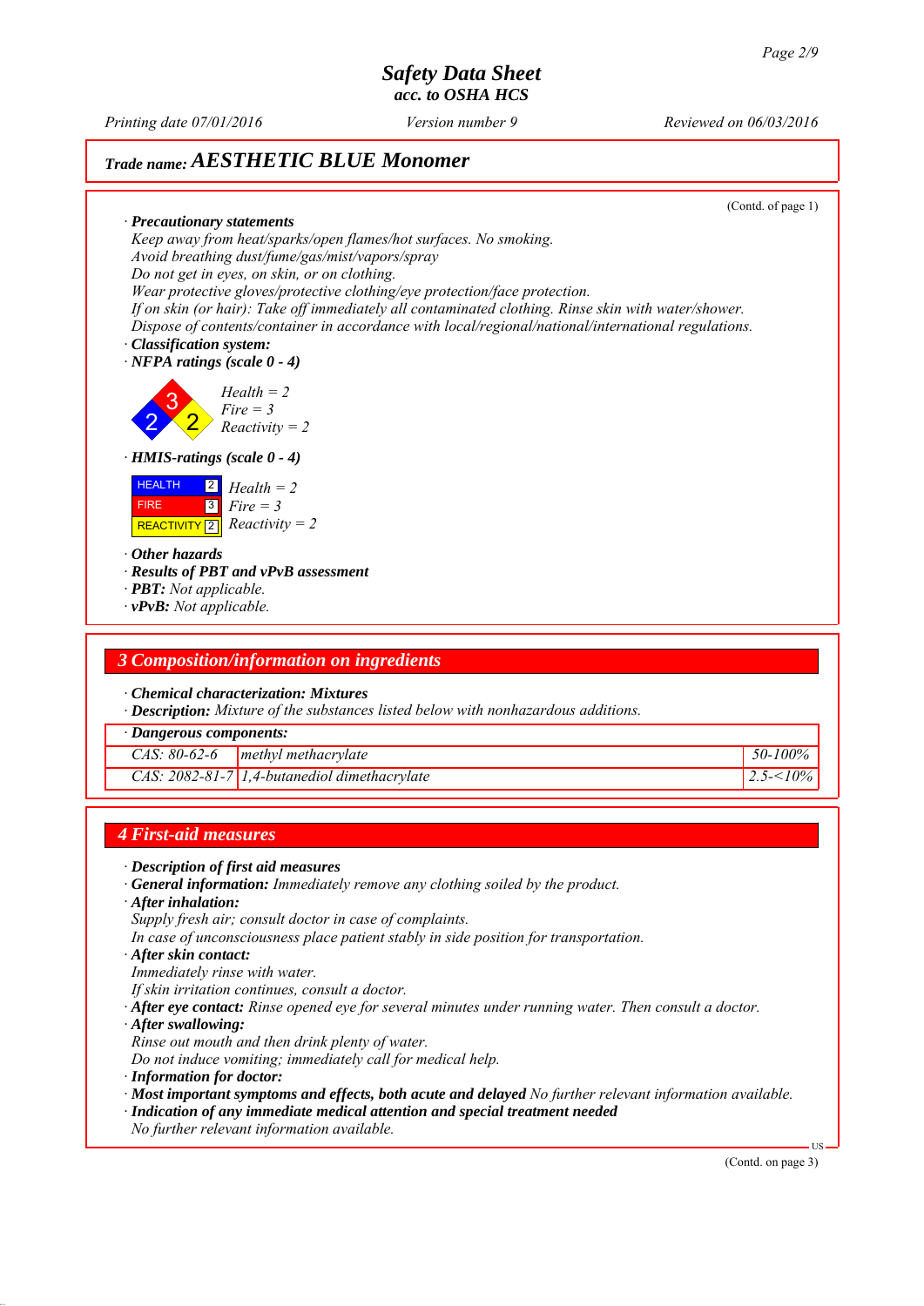## Trade name: AESTHETIC BLUE Monomer

(Contd. of page 1)

· **Precautionary statements**

*Keep away from heat/sparks/open flames/hot surfaces. No smoking.*
*Avoid breathing dust/fume/gas/mist/vapors/spray*
*Do not get in eyes, on skin, or on clothing.*
*Wear protective gloves/protective clothing/eye protection/face protection.*
*If on skin (or hair): Take off immediately all contaminated clothing. Rinse skin with water/shower.*
*Dispose of contents/container in accordance with local/regional/national/international regulations.*

· **Classification system:**

· **NFPA ratings (scale 0 - 4)**

*Health = 2*
*Fire = 3*
*Reactivity = 2*

· **HMIS-ratings (scale 0 - 4)**

| | | |
|---|---|---|
| HEALTH | 2 | *Health = 2* |
| FIRE | 3 | *Fire = 3* |
| REACTIVITY | 2 | *Reactivity = 2* |

· **Other hazards**

· **Results of PBT and vPvB assessment**

· **PBT:** *Not applicable.*

· **vPvB:** *Not applicable.*

## 3 Composition/information on ingredients

· **Chemical characterization: Mixtures**

· **Description:** *Mixture of the substances listed below with nonhazardous additions.*

| · Dangerous components: | | |
|---|---|---|
| CAS: 80-62-6 | methyl methacrylate | 50-100% |
| CAS: 2082-81-7 | 1,4-butanediol dimethacrylate | 2.5-<10% |

## 4 First-aid measures

· **Description of first aid measures**

· **General information:** *Immediately remove any clothing soiled by the product.*

· **After inhalation:**

*Supply fresh air; consult doctor in case of complaints.*
*In case of unconsciousness place patient stably in side position for transportation.*

· **After skin contact:**

*Immediately rinse with water.*
*If skin irritation continues, consult a doctor.*

· **After eye contact:** *Rinse opened eye for several minutes under running water. Then consult a doctor.*

· **After swallowing:**

*Rinse out mouth and then drink plenty of water.*
*Do not induce vomiting; immediately call for medical help.*

· **Information for doctor:**

· **Most important symptoms and effects, both acute and delayed** *No further relevant information available.*

· **Indication of any immediate medical attention and special treatment needed**

*No further relevant information available.*

(Contd. on page 3)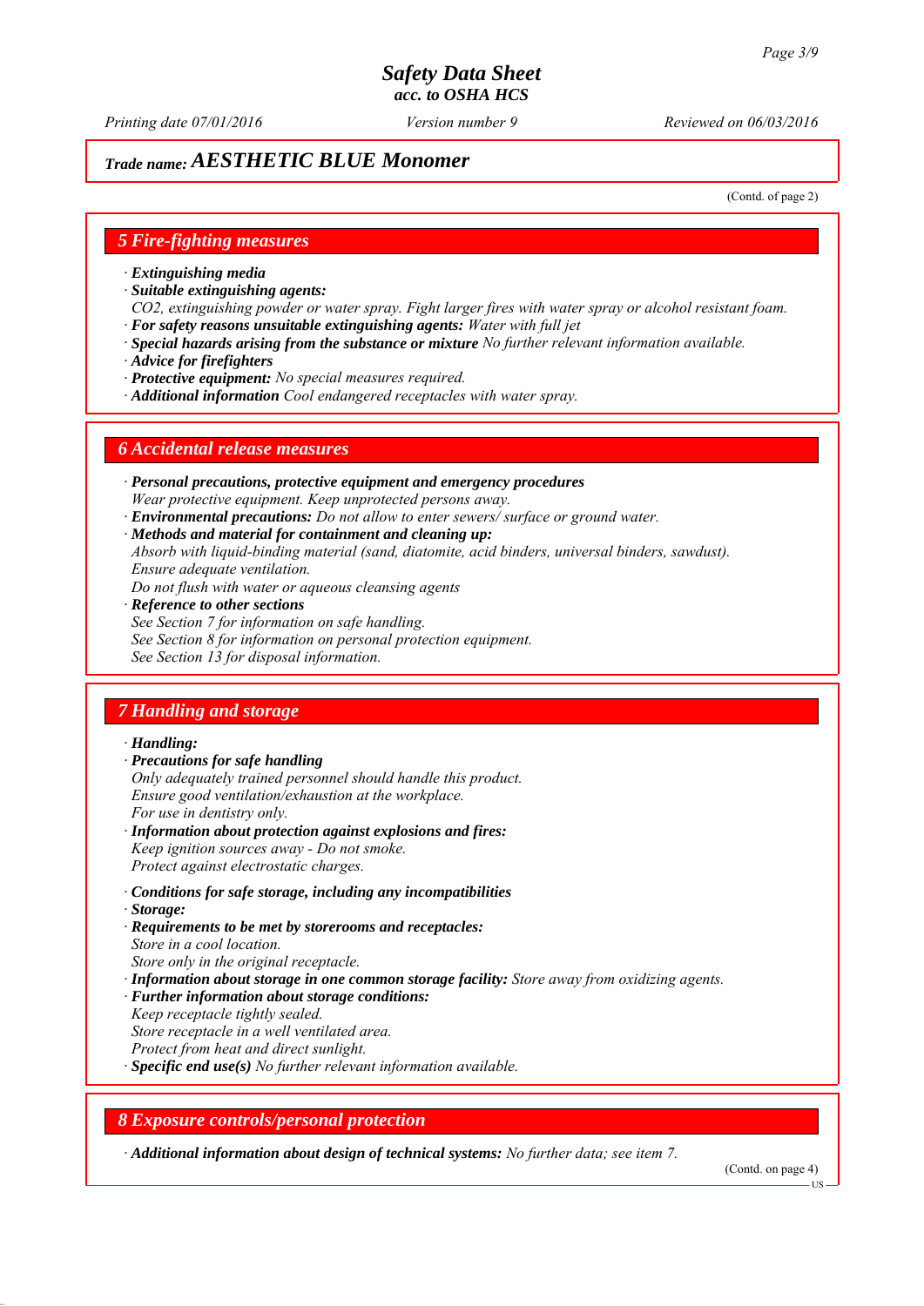# Safety Data Sheet
## acc. to OSHA HCS

*Printing date 07/01/2016* *Version number 9* *Reviewed on 06/03/2016*

### Trade name: AESTHETIC BLUE Monomer

(Contd. of page 2)

## 5 Fire-fighting measures

· **Extinguishing media**
· **Suitable extinguishing agents:**
*$CO_2$, extinguishing powder or water spray. Fight larger fires with water spray or alcohol resistant foam.*
· **For safety reasons unsuitable extinguishing agents:** *Water with full jet*
· **Special hazards arising from the substance or mixture** *No further relevant information available.*
· **Advice for firefighters**
· **Protective equipment:** *No special measures required.*
· **Additional information** *Cool endangered receptacles with water spray.*

## 6 Accidental release measures

· **Personal precautions, protective equipment and emergency procedures**
*Wear protective equipment. Keep unprotected persons away.*
· **Environmental precautions:** *Do not allow to enter sewers/ surface or ground water.*
· **Methods and material for containment and cleaning up:**
*Absorb with liquid-binding material (sand, diatomite, acid binders, universal binders, sawdust).*
*Ensure adequate ventilation.*
*Do not flush with water or aqueous cleansing agents*
· **Reference to other sections**
*See Section 7 for information on safe handling.*
*See Section 8 for information on personal protection equipment.*
*See Section 13 for disposal information.*

## 7 Handling and storage

· **Handling:**
· **Precautions for safe handling**
*Only adequately trained personnel should handle this product.*
*Ensure good ventilation/exhaustion at the workplace.*
*For use in dentistry only.*
· **Information about protection against explosions and fires:**
*Keep ignition sources away - Do not smoke.*
*Protect against electrostatic charges.*

· **Conditions for safe storage, including any incompatibilities**
· **Storage:**
· **Requirements to be met by storerooms and receptacles:**
*Store in a cool location.*
*Store only in the original receptacle.*
· **Information about storage in one common storage facility:** *Store away from oxidizing agents.*
· **Further information about storage conditions:**
*Keep receptacle tightly sealed.*
*Store receptacle in a well ventilated area.*
*Protect from heat and direct sunlight.*
· **Specific end use(s)** *No further relevant information available.*

## 8 Exposure controls/personal protection

· **Additional information about design of technical systems:** *No further data; see item 7.*

(Contd. on page 4)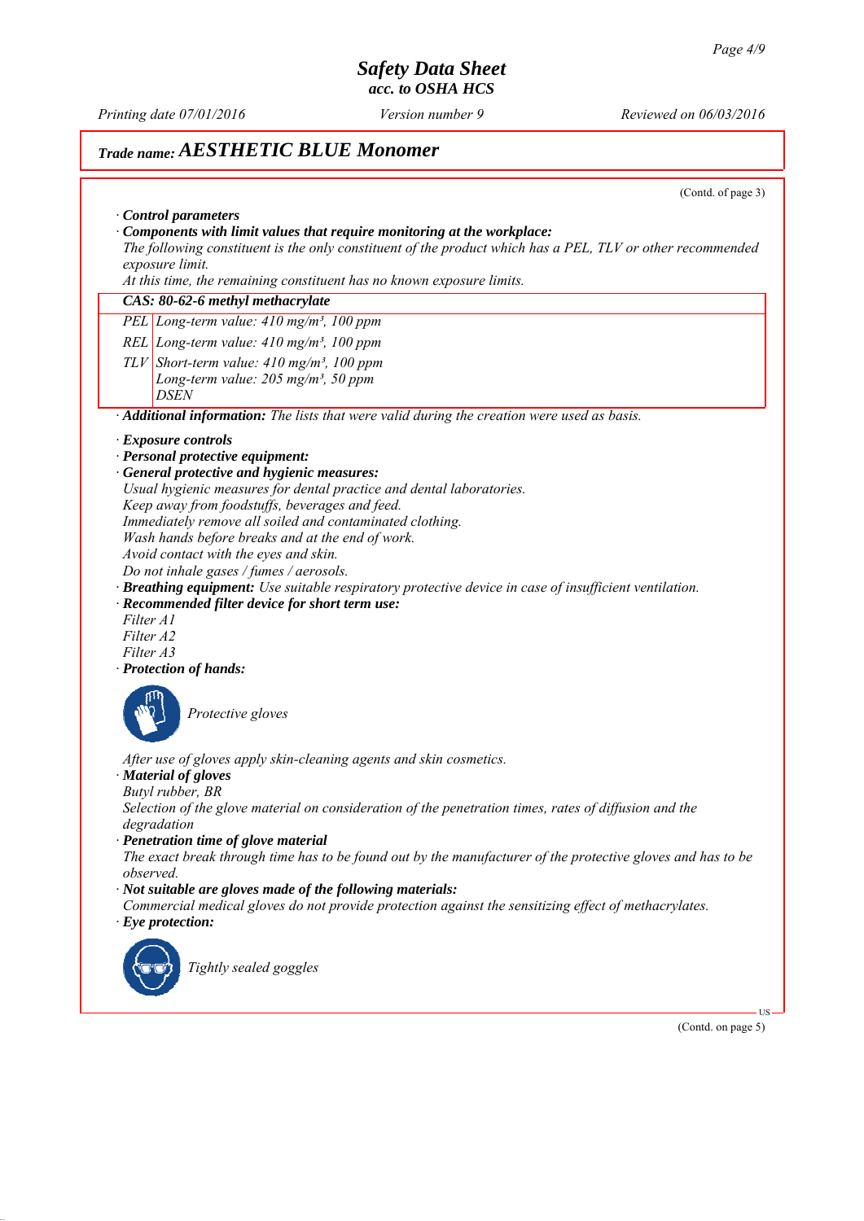## Trade name: AESTHETIC BLUE Monomer

(Contd. of page 3)

· **Control parameters**

· **Components with limit values that require monitoring at the workplace:**

*The following constituent is the only constituent of the product which has a PEL, TLV or other recommended exposure limit.*

*At this time, the remaining constituent has no known exposure limits.*

| CAS: 80-62-6 methyl methacrylate | |
|---|---|
| PEL | Long-term value: 410 mg/m³, 100 ppm |
| REL | Long-term value: 410 mg/m³, 100 ppm |
| TLV | Short-term value: 410 mg/m³, 100 ppm<br>Long-term value: 205 mg/m³, 50 ppm<br>DSEN |

· **Additional information:** *The lists that were valid during the creation were used as basis.*

· **Exposure controls**

· **Personal protective equipment:**

· **General protective and hygienic measures:**

*Usual hygienic measures for dental practice and dental laboratories.*
*Keep away from foodstuffs, beverages and feed.*
*Immediately remove all soiled and contaminated clothing.*
*Wash hands before breaks and at the end of work.*
*Avoid contact with the eyes and skin.*
*Do not inhale gases / fumes / aerosols.*

· **Breathing equipment:** *Use suitable respiratory protective device in case of insufficient ventilation.*

· **Recommended filter device for short term use:**

*Filter A1*
*Filter A2*
*Filter A3*

· **Protection of hands:**

*Protective gloves*

*After use of gloves apply skin-cleaning agents and skin cosmetics.*

· **Material of gloves**

*Butyl rubber, BR*

*Selection of the glove material on consideration of the penetration times, rates of diffusion and the degradation*

· **Penetration time of glove material**

*The exact break through time has to be found out by the manufacturer of the protective gloves and has to be observed.*

· **Not suitable are gloves made of the following materials:**

*Commercial medical gloves do not provide protection against the sensitizing effect of methacrylates.*

· **Eye protection:**

*Tightly sealed goggles*

(Contd. on page 5)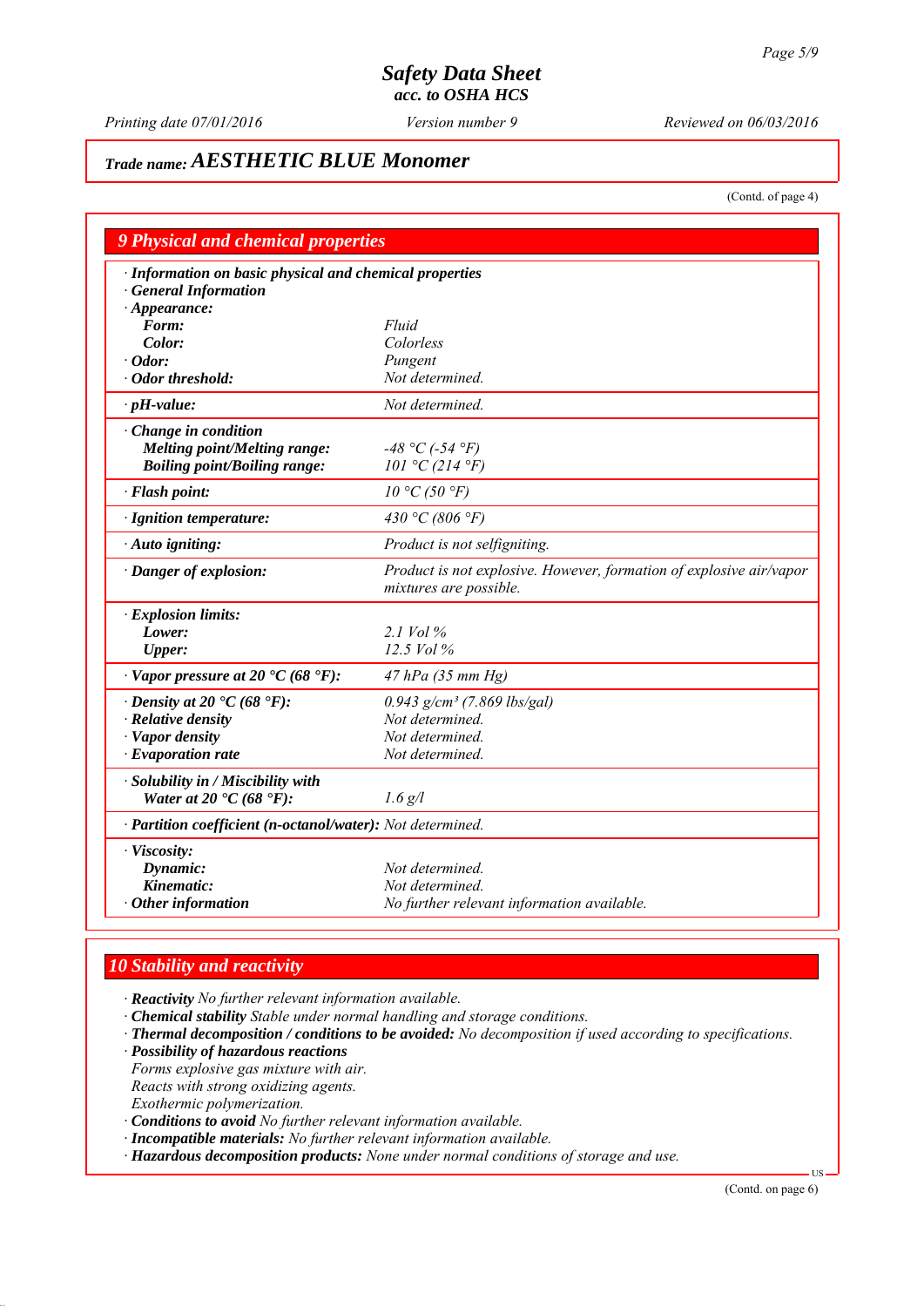## Trade name: AESTHETIC BLUE Monomer

(Contd. of page 4)

## 9 Physical and chemical properties

| | |
|---|---|
| **· Information on basic physical and chemical properties** | |
| **· General Information** | |
| **· Appearance:** | |
| **Form:** | *Fluid* |
| **Color:** | *Colorless* |
| **· Odor:** | *Pungent* |
| **· Odor threshold:** | *Not determined.* |
| **· pH-value:** | *Not determined.* |
| **· Change in condition** | |
| **Melting point/Melting range:** | *-48 °C (-54 °F)* |
| **Boiling point/Boiling range:** | *101 °C (214 °F)* |
| **· Flash point:** | *10 °C (50 °F)* |
| **· Ignition temperature:** | *430 °C (806 °F)* |
| **· Auto igniting:** | *Product is not selfigniting.* |
| **· Danger of explosion:** | *Product is not explosive. However, formation of explosive air/vapor mixtures are possible.* |
| **· Explosion limits:** | |
| **Lower:** | *2.1 Vol %* |
| **Upper:** | *12.5 Vol %* |
| **· Vapor pressure at 20 °C (68 °F):** | *47 hPa (35 mm Hg)* |
| **· Density at 20 °C (68 °F):** | *0.943 g/cm³ (7.869 lbs/gal)* |
| **· Relative density** | *Not determined.* |
| **· Vapor density** | *Not determined.* |
| **· Evaporation rate** | *Not determined.* |
| **· Solubility in / Miscibility with** | |
| **Water at 20 °C (68 °F):** | *1.6 g/l* |
| **· Partition coefficient (n-octanol/water):** | *Not determined.* |
| **· Viscosity:** | |
| **Dynamic:** | *Not determined.* |
| **Kinematic:** | *Not determined.* |
| **· Other information** | *No further relevant information available.* |

## 10 Stability and reactivity

- **Reactivity** *No further relevant information available.*
- **Chemical stability** *Stable under normal handling and storage conditions.*
- **Thermal decomposition / conditions to be avoided:** *No decomposition if used according to specifications.*
- **Possibility of hazardous reactions**
  *Forms explosive gas mixture with air.*
  *Reacts with strong oxidizing agents.*
  *Exothermic polymerization.*
- **Conditions to avoid** *No further relevant information available.*
- **Incompatible materials:** *No further relevant information available.*
- **Hazardous decomposition products:** *None under normal conditions of storage and use.*

(Contd. on page 6)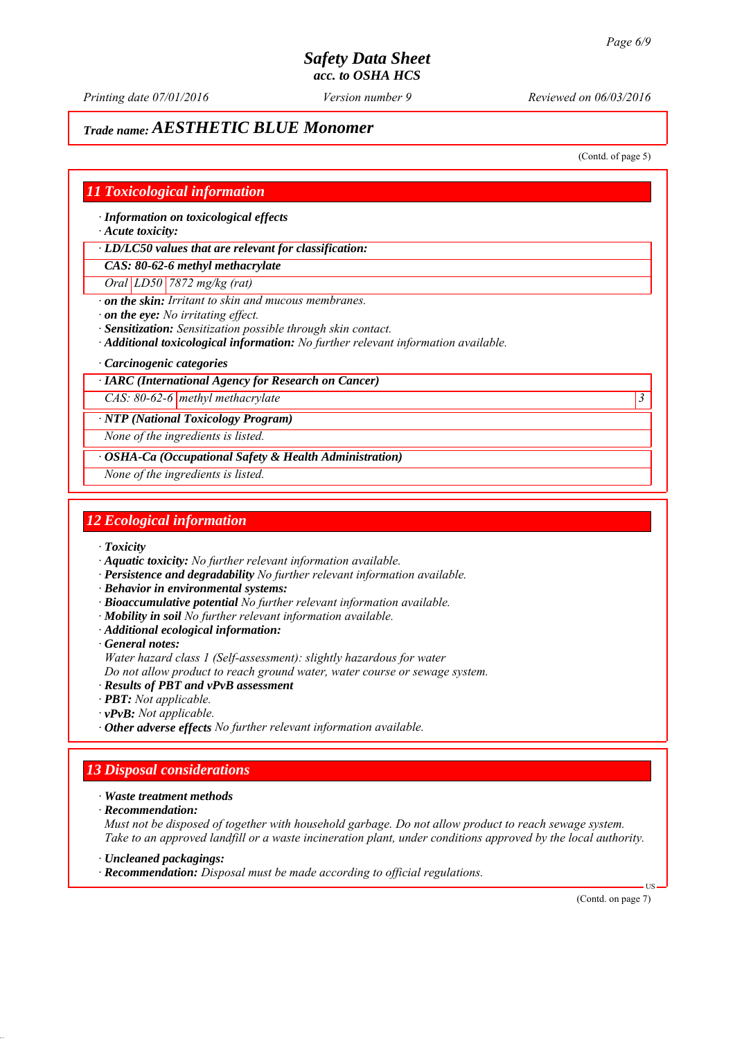# Safety Data Sheet
### acc. to OSHA HCS

*Printing date 07/01/2016* *Version number 9* *Reviewed on 06/03/2016*

## Trade name: AESTHETIC BLUE Monomer

(Contd. of page 5)

## 11 Toxicological information

· **Information on toxicological effects**
· **Acute toxicity:**

| · LD/LC50 values that are relevant for classification: | | |
|---|---|---|
| **CAS: 80-62-6 methyl methacrylate** | | |
| Oral | LD50 | 7872 mg/kg (rat) |

· **on the skin:** Irritant to skin and mucous membranes.
· **on the eye:** No irritating effect.
· **Sensitization:** Sensitization possible through skin contact.
· **Additional toxicological information:** No further relevant information available.

· **Carcinogenic categories**

| · IARC (International Agency for Research on Cancer) | | |
|---|---|---|
| CAS: 80-62-6 | methyl methacrylate | 3 |

| · NTP (National Toxicology Program) |
|---|
| None of the ingredients is listed. |

| · OSHA-Ca (Occupational Safety & Health Administration) |
|---|
| None of the ingredients is listed. |

## 12 Ecological information

· **Toxicity**
· **Aquatic toxicity:** No further relevant information available.
· **Persistence and degradability** No further relevant information available.
· **Behavior in environmental systems:**
· **Bioaccumulative potential** No further relevant information available.
· **Mobility in soil** No further relevant information available.
· **Additional ecological information:**
· **General notes:**
Water hazard class 1 (Self-assessment): slightly hazardous for water
Do not allow product to reach ground water, water course or sewage system.
· **Results of PBT and vPvB assessment**
· **PBT:** Not applicable.
· **vPvB:** Not applicable.
· **Other adverse effects** No further relevant information available.

## 13 Disposal considerations

· **Waste treatment methods**
· **Recommendation:**
Must not be disposed of together with household garbage. Do not allow product to reach sewage system.
Take to an approved landfill or a waste incineration plant, under conditions approved by the local authority.

· **Uncleaned packagings:**
· **Recommendation:** Disposal must be made according to official regulations.

(Contd. on page 7)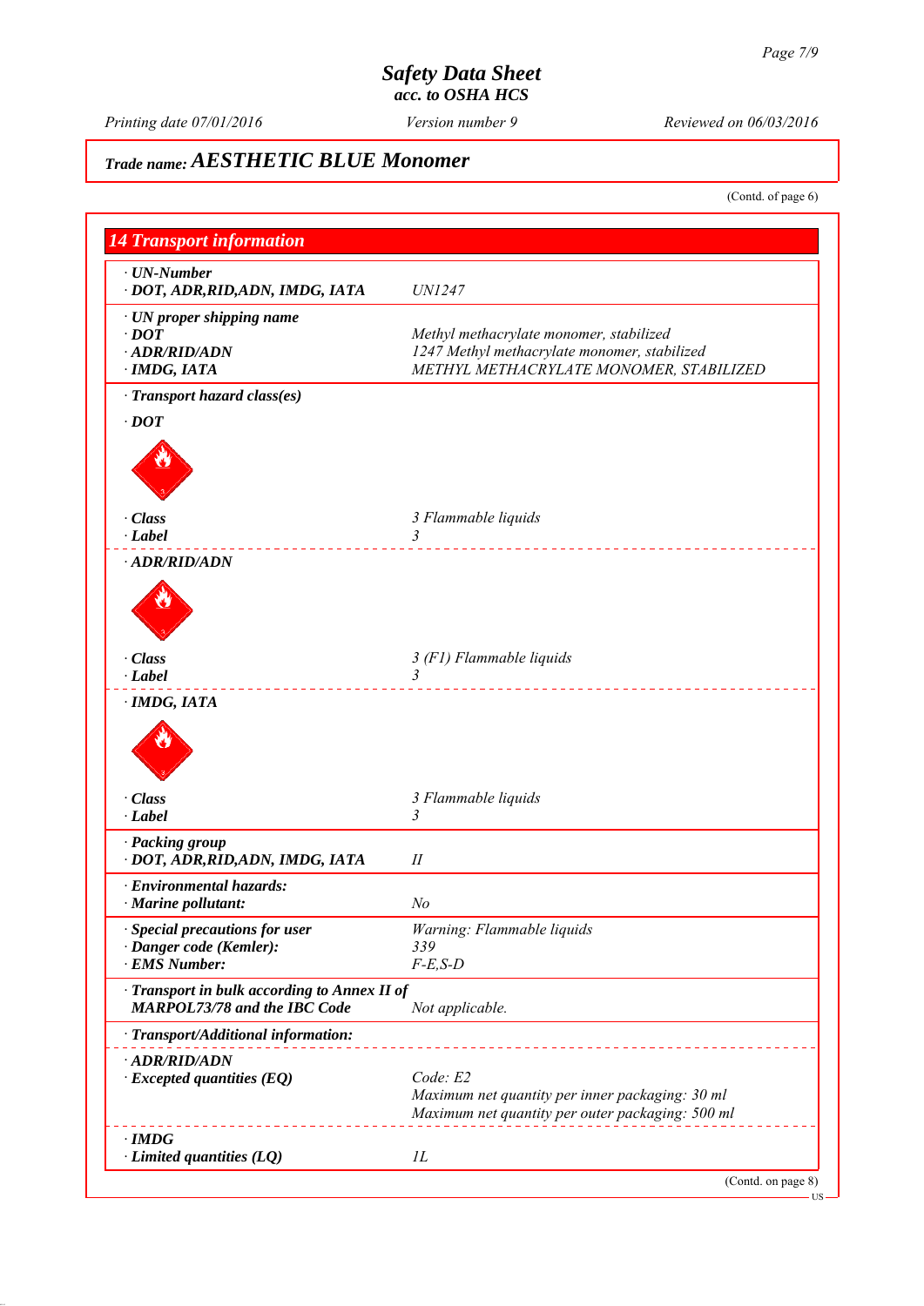# Safety Data Sheet
*acc. to OSHA HCS*

*Printing date 07/01/2016* *Version number 9* *Reviewed on 06/03/2016*

**Trade name: AESTHETIC BLUE Monomer**

(Contd. of page 6)

## 14 Transport information

| | |
|---|---|
| **· UN-Number** | |
| **· DOT, ADR,RID,ADN, IMDG, IATA** | *UN1247* |
| **· UN proper shipping name** | |
| **· DOT** | *Methyl methacrylate monomer, stabilized* |
| **· ADR/RID/ADN** | *1247 Methyl methacrylate monomer, stabilized* |
| **· IMDG, IATA** | *METHYL METHACRYLATE MONOMER, STABILIZED* |
| **· Transport hazard class(es)** | |
| **· DOT** | |
| **· Class** | *3 Flammable liquids* |
| **· Label** | *3* |
| **· ADR/RID/ADN** | |
| **· Class** | *3 (F1) Flammable liquids* |
| **· Label** | *3* |
| **· IMDG, IATA** | |
| **· Class** | *3 Flammable liquids* |
| **· Label** | *3* |
| **· Packing group** | |
| **· DOT, ADR,RID,ADN, IMDG, IATA** | *II* |
| **· Environmental hazards:** | |
| **· Marine pollutant:** | *No* |
| **· Special precautions for user** | *Warning: Flammable liquids* |
| **· Danger code (Kemler):** | *339* |
| **· EMS Number:** | *F-E,S-D* |
| **· Transport in bulk according to Annex II of MARPOL73/78 and the IBC Code** | *Not applicable.* |
| **· Transport/Additional information:** | |
| **· ADR/RID/ADN** | |
| **· Excepted quantities (EQ)** | *Code: E2*<br>*Maximum net quantity per inner packaging: 30 ml*<br>*Maximum net quantity per outer packaging: 500 ml* |
| **· IMDG** | |
| **· Limited quantities (LQ)** | *1L* |

(Contd. on page 8)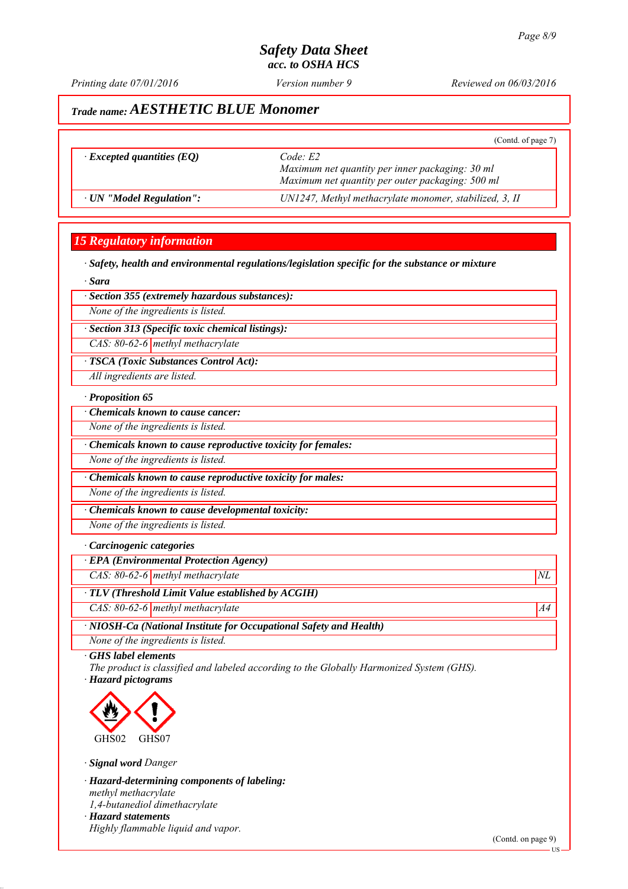# Safety Data Sheet
*acc. to OSHA HCS*

*Printing date 07/01/2016* *Version number 9* *Reviewed on 06/03/2016*

## *Trade name:* ***AESTHETIC BLUE Monomer***

(Contd. of page 7)

| | |
|---|---|
| · ***Excepted quantities (EQ)*** | *Code: E2*<br>*Maximum net quantity per inner packaging: 30 ml*<br>*Maximum net quantity per outer packaging: 500 ml* |
| · ***UN "Model Regulation":*** | *UN1247, Methyl methacrylate monomer, stabilized, 3, II* |

## 15 Regulatory information

· ***Safety, health and environmental regulations/legislation specific for the substance or mixture***

· ***Sara***

· ***Section 355 (extremely hazardous substances):***

*None of the ingredients is listed.*

· ***Section 313 (Specific toxic chemical listings):***

| | |
|---|---|
| *CAS: 80-62-6* | *methyl methacrylate* |

· ***TSCA (Toxic Substances Control Act):***

*All ingredients are listed.*

· ***Proposition 65***

· ***Chemicals known to cause cancer:***

*None of the ingredients is listed.*

· ***Chemicals known to cause reproductive toxicity for females:***

*None of the ingredients is listed.*

· ***Chemicals known to cause reproductive toxicity for males:***

*None of the ingredients is listed.*

· ***Chemicals known to cause developmental toxicity:***

*None of the ingredients is listed.*

· ***Carcinogenic categories***

· ***EPA (Environmental Protection Agency)***

| | | |
|---|---|---|
| *CAS: 80-62-6* | *methyl methacrylate* | *NL* |

· ***TLV (Threshold Limit Value established by ACGIH)***

| | | |
|---|---|---|
| *CAS: 80-62-6* | *methyl methacrylate* | *A4* |

· ***NIOSH-Ca (National Institute for Occupational Safety and Health)***

*None of the ingredients is listed.*

· ***GHS label elements***

*The product is classified and labeled according to the Globally Harmonized System (GHS).*

· ***Hazard pictograms***

GHS02 GHS07

· ***Signal word*** *Danger*

· ***Hazard-determining components of labeling:***

*methyl methacrylate*
*1,4-butanediol dimethacrylate*

· ***Hazard statements***

*Highly flammable liquid and vapor.*

(Contd. on page 9)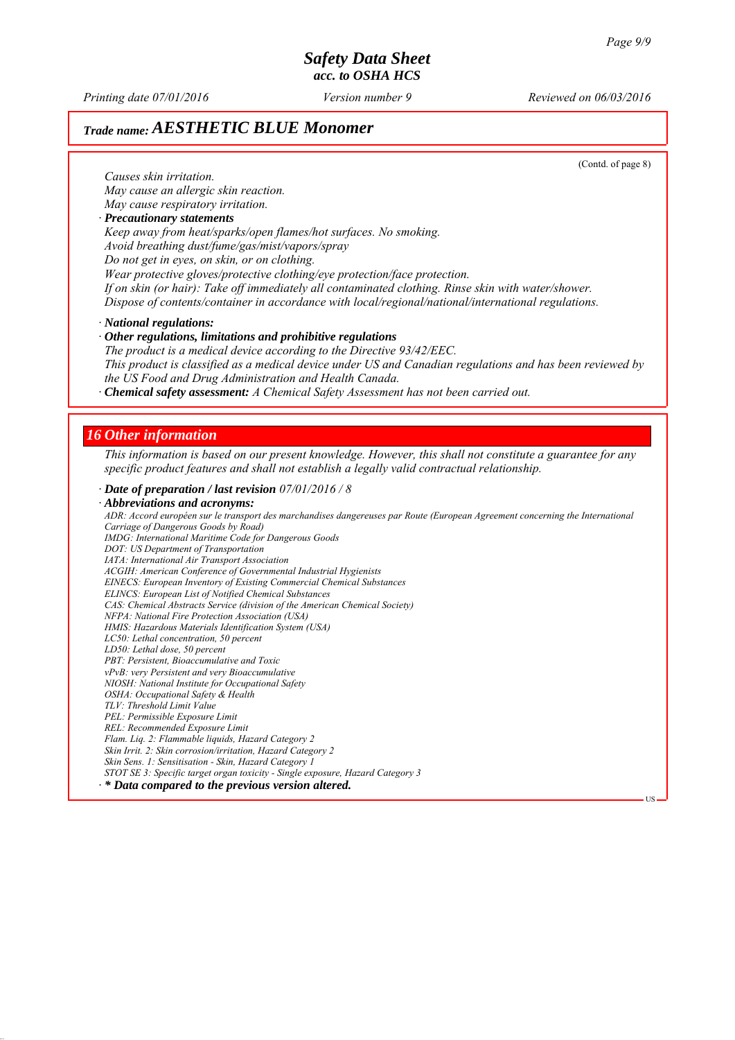## *Trade name: AESTHETIC BLUE Monomer*

(Contd. of page 8)

*Causes skin irritation.*
*May cause an allergic skin reaction.*
*May cause respiratory irritation.*

· ***Precautionary statements***
*Keep away from heat/sparks/open flames/hot surfaces. No smoking.*
*Avoid breathing dust/fume/gas/mist/vapors/spray*
*Do not get in eyes, on skin, or on clothing.*
*Wear protective gloves/protective clothing/eye protection/face protection.*
*If on skin (or hair): Take off immediately all contaminated clothing. Rinse skin with water/shower.*
*Dispose of contents/container in accordance with local/regional/national/international regulations.*

· ***National regulations:***

· ***Other regulations, limitations and prohibitive regulations***
*The product is a medical device according to the Directive 93/42/EEC.*
*This product is classified as a medical device under US and Canadian regulations and has been reviewed by the US Food and Drug Administration and Health Canada.*

· ***Chemical safety assessment:*** *A Chemical Safety Assessment has not been carried out.*

## *16 Other information*

*This information is based on our present knowledge. However, this shall not constitute a guarantee for any specific product features and shall not establish a legally valid contractual relationship.*

· ***Date of preparation / last revision*** *07/01/2016 / 8*

· ***Abbreviations and acronyms:***
*ADR: Accord européen sur le transport des marchandises dangereuses par Route (European Agreement concerning the International Carriage of Dangerous Goods by Road)*
*IMDG: International Maritime Code for Dangerous Goods*
*DOT: US Department of Transportation*
*IATA: International Air Transport Association*
*ACGIH: American Conference of Governmental Industrial Hygienists*
*EINECS: European Inventory of Existing Commercial Chemical Substances*
*ELINCS: European List of Notified Chemical Substances*
*CAS: Chemical Abstracts Service (division of the American Chemical Society)*
*NFPA: National Fire Protection Association (USA)*
*HMIS: Hazardous Materials Identification System (USA)*
*LC50: Lethal concentration, 50 percent*
*LD50: Lethal dose, 50 percent*
*PBT: Persistent, Bioaccumulative and Toxic*
*vPvB: very Persistent and very Bioaccumulative*
*NIOSH: National Institute for Occupational Safety*
*OSHA: Occupational Safety & Health*
*TLV: Threshold Limit Value*
*PEL: Permissible Exposure Limit*
*REL: Recommended Exposure Limit*
*Flam. Liq. 2: Flammable liquids, Hazard Category 2*
*Skin Irrit. 2: Skin corrosion/irritation, Hazard Category 2*
*Skin Sens. 1: Sensitisation - Skin, Hazard Category 1*
*STOT SE 3: Specific target organ toxicity - Single exposure, Hazard Category 3*

· ***\* Data compared to the previous version altered.***